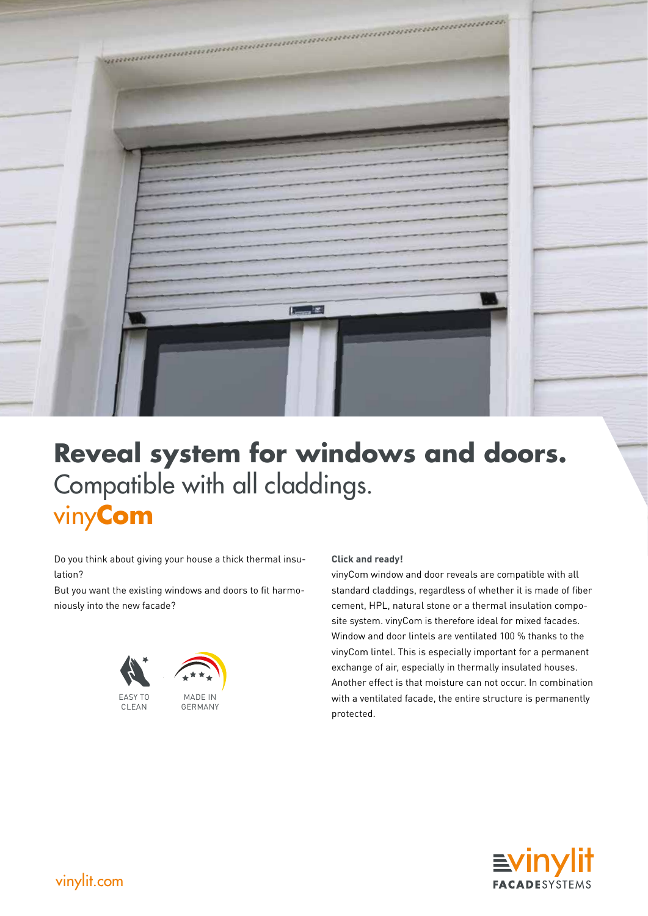# Reveal system for windows and doors.

## Compatible with all claddings.

## vinyCom

Do you think about giving your house a thick thermal insulation?

But you want the existing windows and doors to fit harmoniously into the new facade?

EASY TO CLEAN

MADE IN GERMANY

**Click and ready!**

vinyCom window and door reveals are compatible with all standard claddings, regardless of whether it is made of fiber cement, HPL, natural stone or a thermal insulation composite system. vinyCom is therefore ideal for mixed facades. Window and door lintels are ventilated 100 % thanks to the vinyCom lintel. This is especially important for a permanent exchange of air, especially in thermally insulated houses. Another effect is that moisture can not occur. In combination with a ventilated facade, the entire structure is permanently protected.

vinylit.com

vinylit FACADESYSTEMS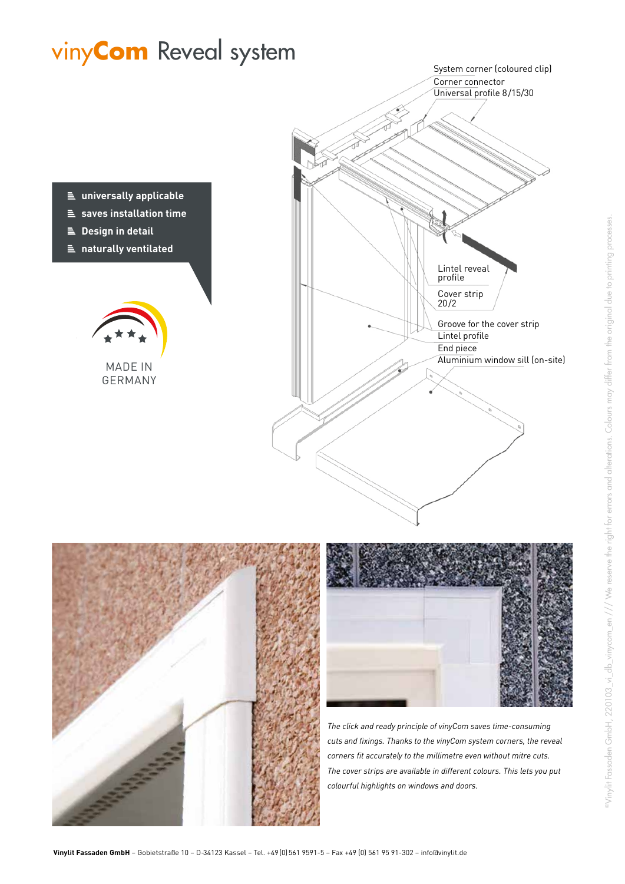# vinyCom Reveal system

- universally applicable
- saves installation time
- Design in detail
- naturally ventilated

MADE IN GERMANY

System corner (coloured clip)
Corner connector
Universal profile 8/15/30
Lintel reveal profile
Cover strip 20/2
Groove for the cover strip
Lintel profile
End piece
Aluminium window sill (on-site)

*The click and ready principle of vinyCom saves time-consuming cuts and fixings. Thanks to the vinyCom system corners, the reveal corners fit accurately to the millimetre even without mitre cuts. The cover strips are available in different colours. This lets you put colourful highlights on windows and doors.*

©Vinylit Fassaden GmbH, 220103_vi_db_vinycom_en // We reserve the right for errors and alterations. Colours may differ from the original due to printing processes.

**Vinylit Fassaden GmbH** – Gobietstraße 10 – D-34123 Kassel – Tel. +49 (0) 561 9591-5 – Fax +49 (0) 561 95 91-302 – info@vinylit.de